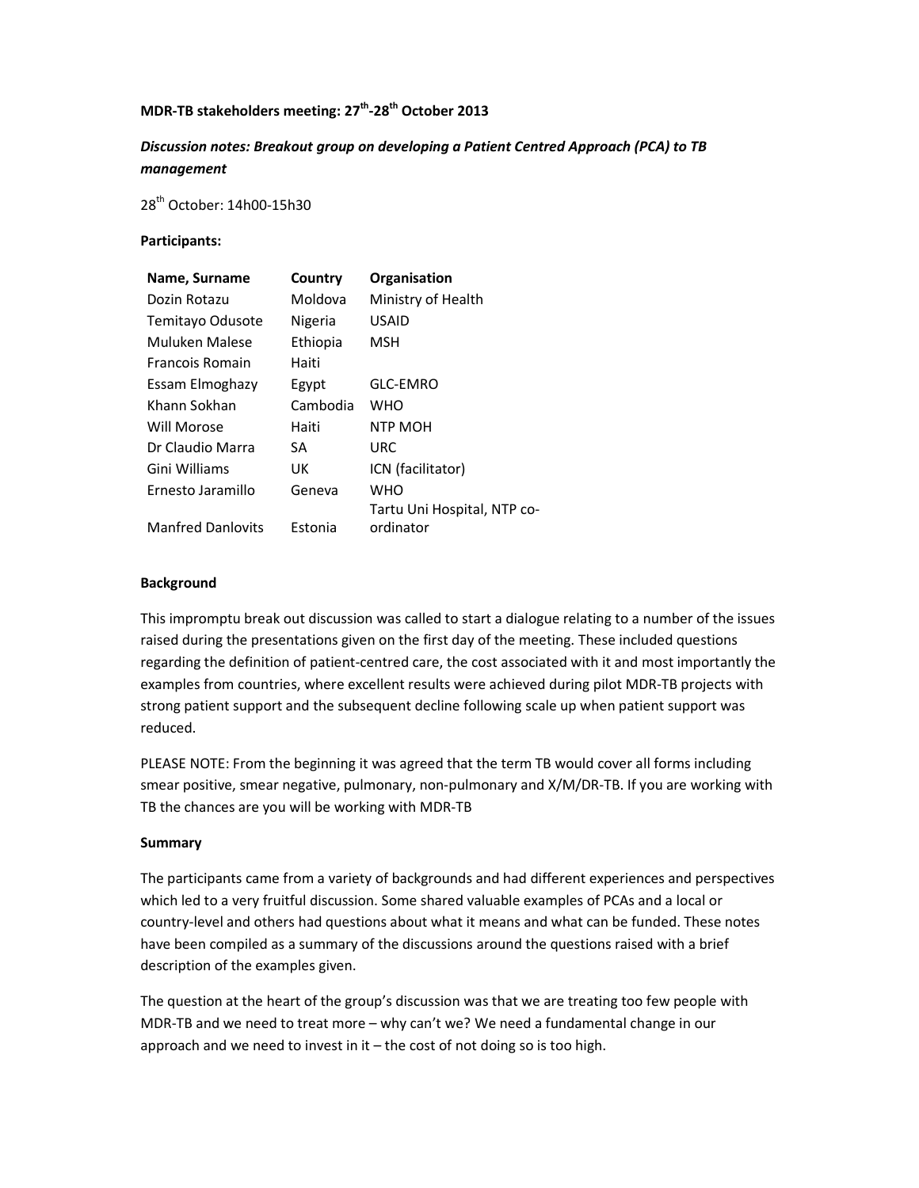**MDR-TB stakeholders meeting: 27th-28th October 2013**

***Discussion notes: Breakout group on developing a Patient Centred Approach (PCA) to TB management***

28th October: 14h00-15h30

**Participants:**

| Name, Surname | Country | Organisation |
|---|---|---|
| Dozin Rotazu | Moldova | Ministry of Health |
| Temitayo Odusote | Nigeria | USAID |
| Muluken Malese | Ethiopia | MSH |
| Francois Romain | Haiti | |
| Essam Elmoghazy | Egypt | GLC-EMRO |
| Khann Sokhan | Cambodia | WHO |
| Will Morose | Haiti | NTP MOH |
| Dr Claudio Marra | SA | URC |
| Gini Williams | UK | ICN (facilitator) |
| Ernesto Jaramillo | Geneva | WHO |
| Manfred Danlovits | Estonia | Tartu Uni Hospital, NTP co-ordinator |

**Background**

This impromptu break out discussion was called to start a dialogue relating to a number of the issues raised during the presentations given on the first day of the meeting. These included questions regarding the definition of patient-centred care, the cost associated with it and most importantly the examples from countries, where excellent results were achieved during pilot MDR-TB projects with strong patient support and the subsequent decline following scale up when patient support was reduced.

PLEASE NOTE: From the beginning it was agreed that the term TB would cover all forms including smear positive, smear negative, pulmonary, non-pulmonary and X/M/DR-TB. If you are working with TB the chances are you will be working with MDR-TB

**Summary**

The participants came from a variety of backgrounds and had different experiences and perspectives which led to a very fruitful discussion. Some shared valuable examples of PCAs and a local or country-level and others had questions about what it means and what can be funded. These notes have been compiled as a summary of the discussions around the questions raised with a brief description of the examples given.

The question at the heart of the group's discussion was that we are treating too few people with MDR-TB and we need to treat more – why can't we? We need a fundamental change in our approach and we need to invest in it – the cost of not doing so is too high.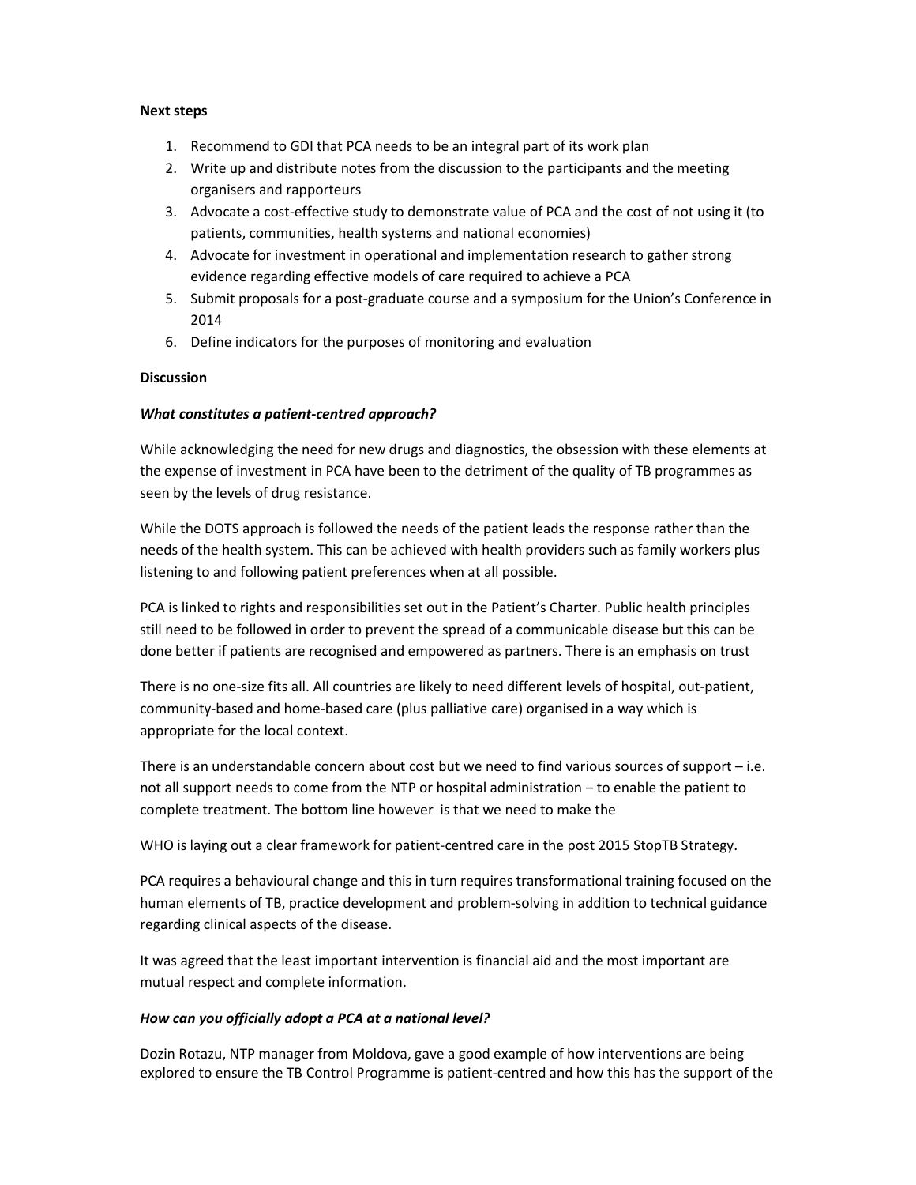**Next steps**

1. Recommend to GDI that PCA needs to be an integral part of its work plan
2. Write up and distribute notes from the discussion to the participants and the meeting organisers and rapporteurs
3. Advocate a cost-effective study to demonstrate value of PCA and the cost of not using it (to patients, communities, health systems and national economies)
4. Advocate for investment in operational and implementation research to gather strong evidence regarding effective models of care required to achieve a PCA
5. Submit proposals for a post-graduate course and a symposium for the Union's Conference in 2014
6. Define indicators for the purposes of monitoring and evaluation

**Discussion**

***What constitutes a patient-centred approach?***

While acknowledging the need for new drugs and diagnostics, the obsession with these elements at the expense of investment in PCA have been to the detriment of the quality of TB programmes as seen by the levels of drug resistance.

While the DOTS approach is followed the needs of the patient leads the response rather than the needs of the health system. This can be achieved with health providers such as family workers plus listening to and following patient preferences when at all possible.

PCA is linked to rights and responsibilities set out in the Patient's Charter. Public health principles still need to be followed in order to prevent the spread of a communicable disease but this can be done better if patients are recognised and empowered as partners. There is an emphasis on trust

There is no one-size fits all. All countries are likely to need different levels of hospital, out-patient, community-based and home-based care (plus palliative care) organised in a way which is appropriate for the local context.

There is an understandable concern about cost but we need to find various sources of support – i.e. not all support needs to come from the NTP or hospital administration – to enable the patient to complete treatment. The bottom line however is that we need to make the

WHO is laying out a clear framework for patient-centred care in the post 2015 StopTB Strategy.

PCA requires a behavioural change and this in turn requires transformational training focused on the human elements of TB, practice development and problem-solving in addition to technical guidance regarding clinical aspects of the disease.

It was agreed that the least important intervention is financial aid and the most important are mutual respect and complete information.

***How can you officially adopt a PCA at a national level?***

Dozin Rotazu, NTP manager from Moldova, gave a good example of how interventions are being explored to ensure the TB Control Programme is patient-centred and how this has the support of the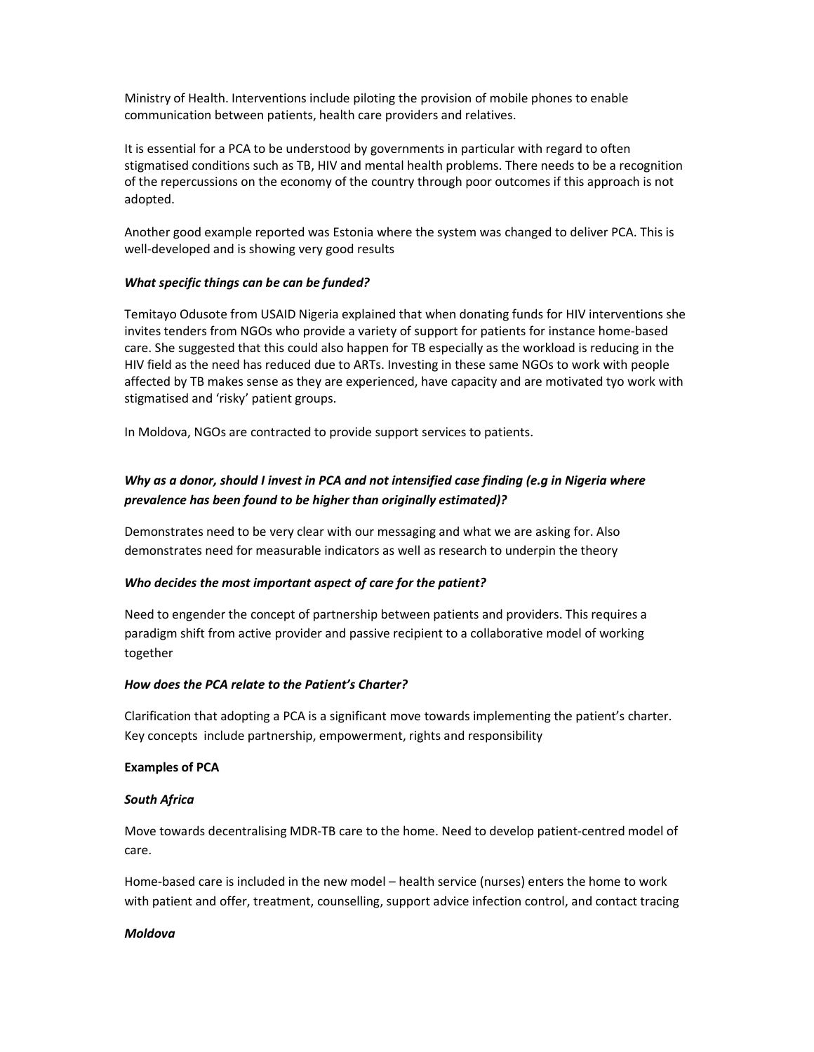Ministry of Health. Interventions include piloting the provision of mobile phones to enable communication between patients, health care providers and relatives.

It is essential for a PCA to be understood by governments in particular with regard to often stigmatised conditions such as TB, HIV and mental health problems. There needs to be a recognition of the repercussions on the economy of the country through poor outcomes if this approach is not adopted.

Another good example reported was Estonia where the system was changed to deliver PCA. This is well-developed and is showing very good results

***What specific things can be can be funded?***

Temitayo Odusote from USAID Nigeria explained that when donating funds for HIV interventions she invites tenders from NGOs who provide a variety of support for patients for instance home-based care. She suggested that this could also happen for TB especially as the workload is reducing in the HIV field as the need has reduced due to ARTs. Investing in these same NGOs to work with people affected by TB makes sense as they are experienced, have capacity and are motivated tyo work with stigmatised and 'risky' patient groups.

In Moldova, NGOs are contracted to provide support services to patients.

***Why as a donor, should I invest in PCA and not intensified case finding (e.g in Nigeria where prevalence has been found to be higher than originally estimated)?***

Demonstrates need to be very clear with our messaging and what we are asking for. Also demonstrates need for measurable indicators as well as research to underpin the theory

***Who decides the most important aspect of care for the patient?***

Need to engender the concept of partnership between patients and providers. This requires a paradigm shift from active provider and passive recipient to a collaborative model of working together

***How does the PCA relate to the Patient's Charter?***

Clarification that adopting a PCA is a significant move towards implementing the patient's charter. Key concepts include partnership, empowerment, rights and responsibility

**Examples of PCA**

***South Africa***

Move towards decentralising MDR-TB care to the home. Need to develop patient-centred model of care.

Home-based care is included in the new model – health service (nurses) enters the home to work with patient and offer, treatment, counselling, support advice infection control, and contact tracing

***Moldova***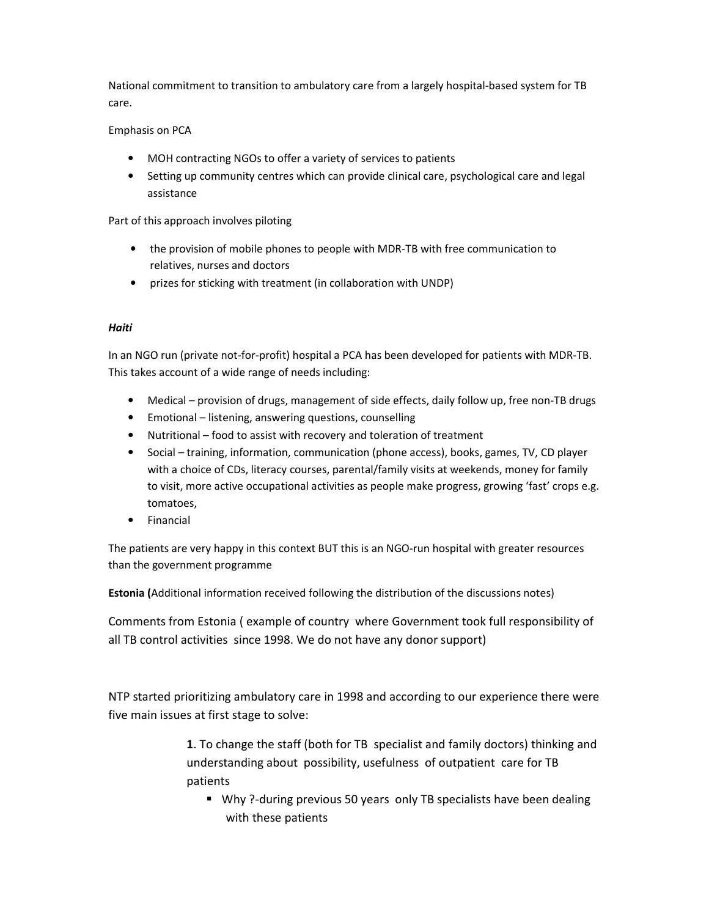National commitment to transition to ambulatory care from a largely hospital-based system for TB care.

Emphasis on PCA

- MOH contracting NGOs to offer a variety of services to patients
- Setting up community centres which can provide clinical care, psychological care and legal assistance

Part of this approach involves piloting

- the provision of mobile phones to people with MDR-TB with free communication to relatives, nurses and doctors
- prizes for sticking with treatment (in collaboration with UNDP)

***Haiti***

In an NGO run (private not-for-profit) hospital a PCA has been developed for patients with MDR-TB. This takes account of a wide range of needs including:

- Medical – provision of drugs, management of side effects, daily follow up, free non-TB drugs
- Emotional – listening, answering questions, counselling
- Nutritional – food to assist with recovery and toleration of treatment
- Social – training, information, communication (phone access), books, games, TV, CD player with a choice of CDs, literacy courses, parental/family visits at weekends, money for family to visit, more active occupational activities as people make progress, growing 'fast' crops e.g. tomatoes,
- Financial

The patients are very happy in this context BUT this is an NGO-run hospital with greater resources than the government programme

**Estonia (**Additional information received following the distribution of the discussions notes)

Comments from Estonia ( example of country where Government took full responsibility of all TB control activities since 1998. We do not have any donor support)

NTP started prioritizing ambulatory care in 1998 and according to our experience there were five main issues at first stage to solve:

**1**. To change the staff (both for TB specialist and family doctors) thinking and understanding about possibility, usefulness of outpatient care for TB patients

- Why ?-during previous 50 years only TB specialists have been dealing with these patients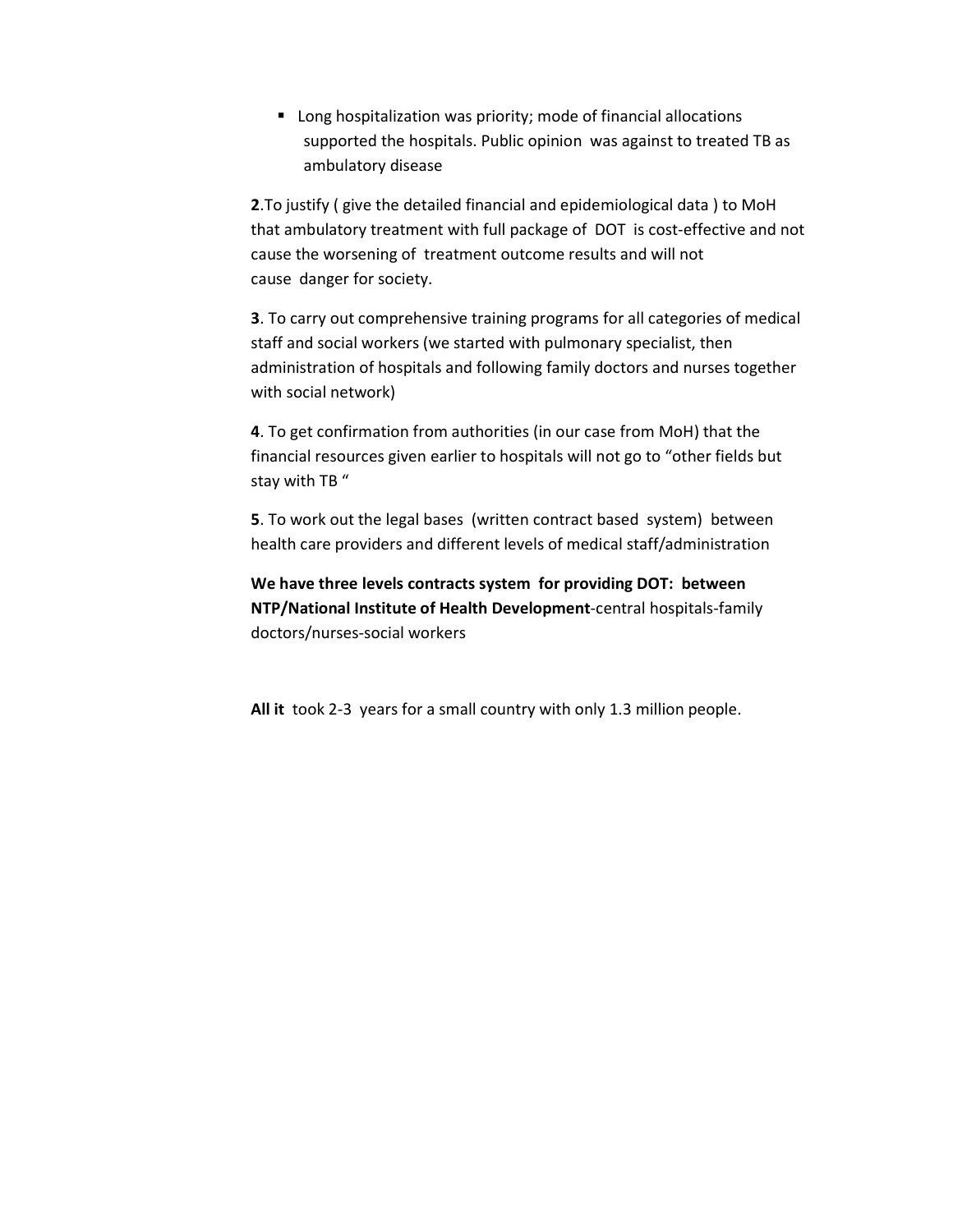- Long hospitalization was priority; mode of financial allocations supported the hospitals. Public opinion was against to treated TB as ambulatory disease

**2**.To justify ( give the detailed financial and epidemiological data ) to MoH that ambulatory treatment with full package of DOT is cost-effective and not cause the worsening of treatment outcome results and will not cause danger for society.

**3**. To carry out comprehensive training programs for all categories of medical staff and social workers (we started with pulmonary specialist, then administration of hospitals and following family doctors and nurses together with social network)

**4**. To get confirmation from authorities (in our case from MoH) that the financial resources given earlier to hospitals will not go to "other fields but stay with TB "

**5**. To work out the legal bases (written contract based system) between health care providers and different levels of medical staff/administration

**We have three levels contracts system for providing DOT: between NTP/National Institute of Health Development**-central hospitals-family doctors/nurses-social workers

**All it** took 2-3 years for a small country with only 1.3 million people.